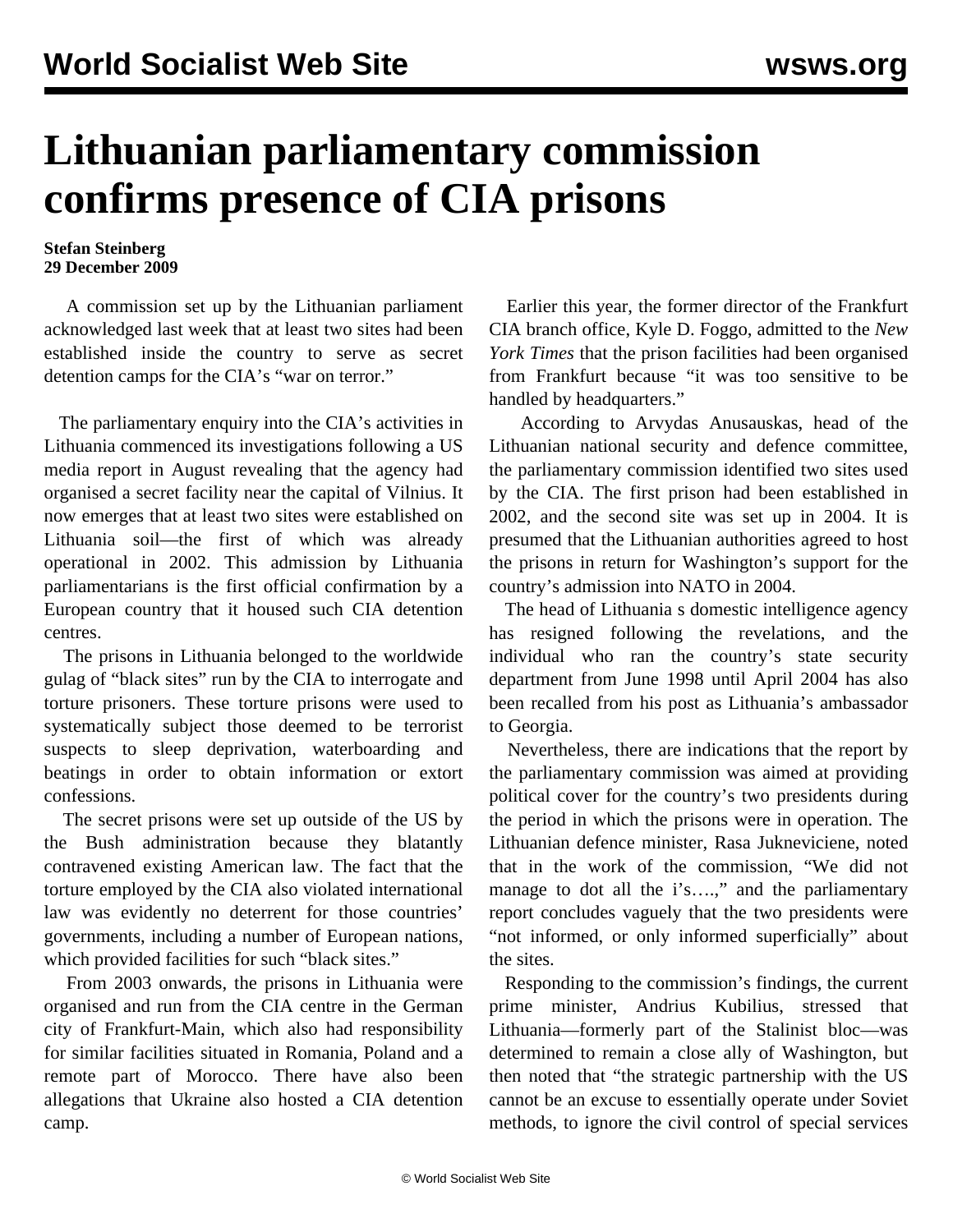# Lithuanian parliamentary commission confirms presence of CIA prisons

**Stefan Steinberg**
**29 December 2009**

A commission set up by the Lithuanian parliament acknowledged last week that at least two sites had been established inside the country to serve as secret detention camps for the CIA's "war on terror."

The parliamentary enquiry into the CIA's activities in Lithuania commenced its investigations following a US media report in August revealing that the agency had organised a secret facility near the capital of Vilnius. It now emerges that at least two sites were established on Lithuania soil—the first of which was already operational in 2002. This admission by Lithuania parliamentarians is the first official confirmation by a European country that it housed such CIA detention centres.

The prisons in Lithuania belonged to the worldwide gulag of "black sites" run by the CIA to interrogate and torture prisoners. These torture prisons were used to systematically subject those deemed to be terrorist suspects to sleep deprivation, waterboarding and beatings in order to obtain information or extort confessions.

The secret prisons were set up outside of the US by the Bush administration because they blatantly contravened existing American law. The fact that the torture employed by the CIA also violated international law was evidently no deterrent for those countries' governments, including a number of European nations, which provided facilities for such "black sites."

From 2003 onwards, the prisons in Lithuania were organised and run from the CIA centre in the German city of Frankfurt-Main, which also had responsibility for similar facilities situated in Romania, Poland and a remote part of Morocco. There have also been allegations that Ukraine also hosted a CIA detention camp.

Earlier this year, the former director of the Frankfurt CIA branch office, Kyle D. Foggo, admitted to the *New York Times* that the prison facilities had been organised from Frankfurt because "it was too sensitive to be handled by headquarters."

According to Arvydas Anusauskas, head of the Lithuanian national security and defence committee, the parliamentary commission identified two sites used by the CIA. The first prison had been established in 2002, and the second site was set up in 2004. It is presumed that the Lithuanian authorities agreed to host the prisons in return for Washington's support for the country's admission into NATO in 2004.

The head of Lithuania s domestic intelligence agency has resigned following the revelations, and the individual who ran the country's state security department from June 1998 until April 2004 has also been recalled from his post as Lithuania's ambassador to Georgia.

Nevertheless, there are indications that the report by the parliamentary commission was aimed at providing political cover for the country's two presidents during the period in which the prisons were in operation. The Lithuanian defence minister, Rasa Juknevicienе, noted that in the work of the commission, "We did not manage to dot all the i's….," and the parliamentary report concludes vaguely that the two presidents were "not informed, or only informed superficially" about the sites.

Responding to the commission's findings, the current prime minister, Andrius Kubilius, stressed that Lithuania—formerly part of the Stalinist bloc—was determined to remain a close ally of Washington, but then noted that "the strategic partnership with the US cannot be an excuse to essentially operate under Soviet methods, to ignore the civil control of special services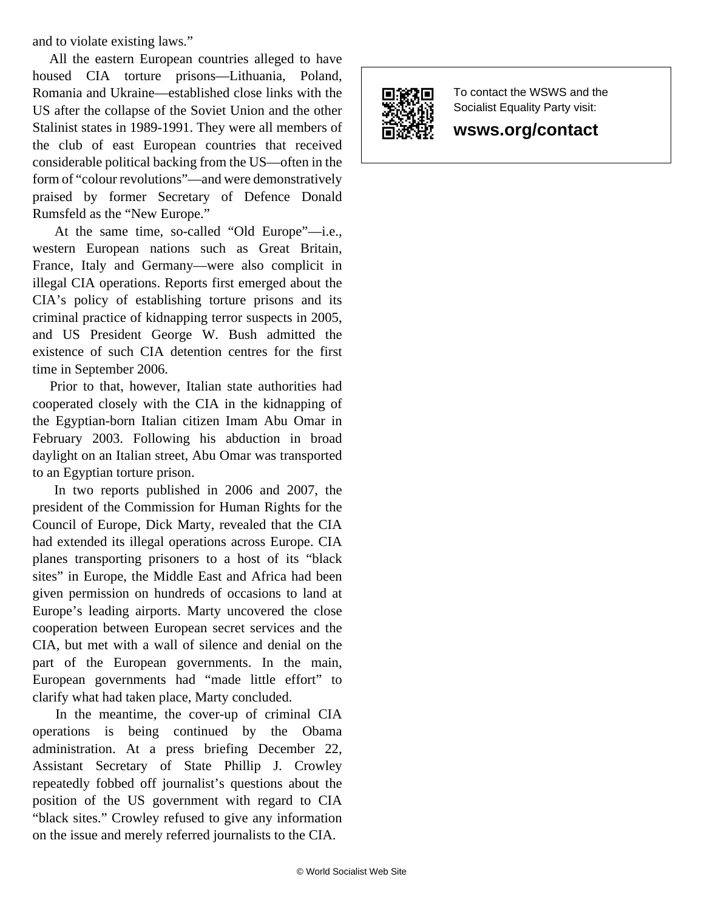and to violate existing laws."

All the eastern European countries alleged to have housed CIA torture prisons—Lithuania, Poland, Romania and Ukraine—established close links with the US after the collapse of the Soviet Union and the other Stalinist states in 1989-1991. They were all members of the club of east European countries that received considerable political backing from the US—often in the form of "colour revolutions"—and were demonstratively praised by former Secretary of Defence Donald Rumsfeld as the "New Europe."

At the same time, so-called "Old Europe"—i.e., western European nations such as Great Britain, France, Italy and Germany—were also complicit in illegal CIA operations. Reports first emerged about the CIA's policy of establishing torture prisons and its criminal practice of kidnapping terror suspects in 2005, and US President George W. Bush admitted the existence of such CIA detention centres for the first time in September 2006.

Prior to that, however, Italian state authorities had cooperated closely with the CIA in the kidnapping of the Egyptian-born Italian citizen Imam Abu Omar in February 2003. Following his abduction in broad daylight on an Italian street, Abu Omar was transported to an Egyptian torture prison.

In two reports published in 2006 and 2007, the president of the Commission for Human Rights for the Council of Europe, Dick Marty, revealed that the CIA had extended its illegal operations across Europe. CIA planes transporting prisoners to a host of its "black sites" in Europe, the Middle East and Africa had been given permission on hundreds of occasions to land at Europe's leading airports. Marty uncovered the close cooperation between European secret services and the CIA, but met with a wall of silence and denial on the part of the European governments. In the main, European governments had "made little effort" to clarify what had taken place, Marty concluded.

In the meantime, the cover-up of criminal CIA operations is being continued by the Obama administration. At a press briefing December 22, Assistant Secretary of State Phillip J. Crowley repeatedly fobbed off journalist's questions about the position of the US government with regard to CIA "black sites." Crowley refused to give any information on the issue and merely referred journalists to the CIA.

To contact the WSWS and the Socialist Equality Party visit:

**wsws.org/contact**